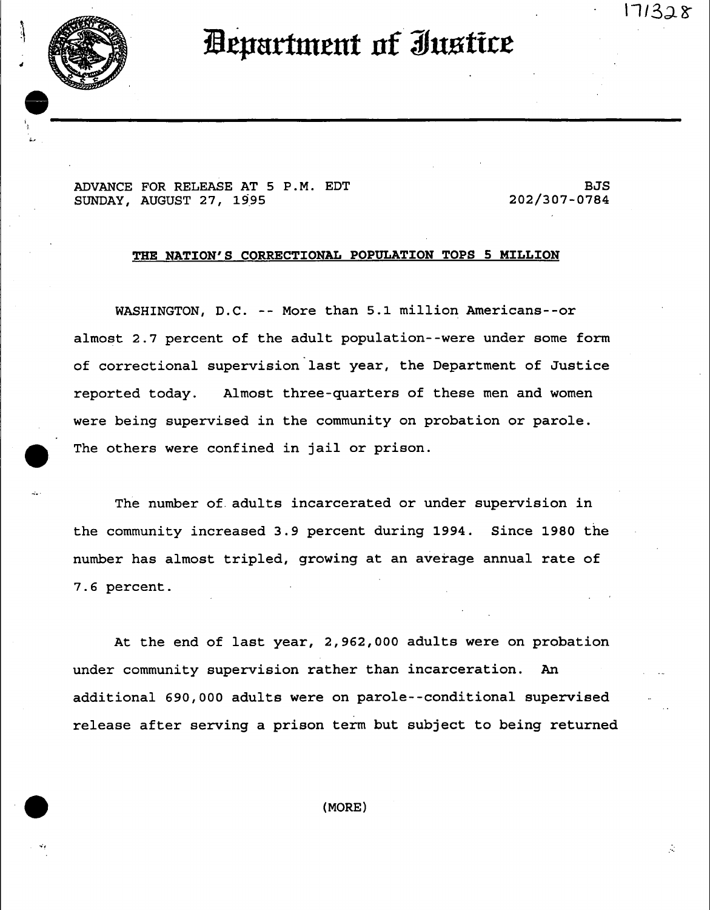17/328

# Department of Justice

ADVANCE FOR RELEASE AT 5 P.M. EDT
SUNDAY, AUGUST 27, 1995

BJS
202/307-0784

**THE NATION'S CORRECTIONAL POPULATION TOPS 5 MILLION**

WASHINGTON, D.C. -- More than 5.1 million Americans--or almost 2.7 percent of the adult population--were under some form of correctional supervision last year, the Department of Justice reported today. Almost three-quarters of these men and women were being supervised in the community on probation or parole. The others were confined in jail or prison.

The number of adults incarcerated or under supervision in the community increased 3.9 percent during 1994. Since 1980 the number has almost tripled, growing at an average annual rate of 7.6 percent.

At the end of last year, 2,962,000 adults were on probation under community supervision rather than incarceration. An additional 690,000 adults were on parole--conditional supervised release after serving a prison term but subject to being returned

(MORE)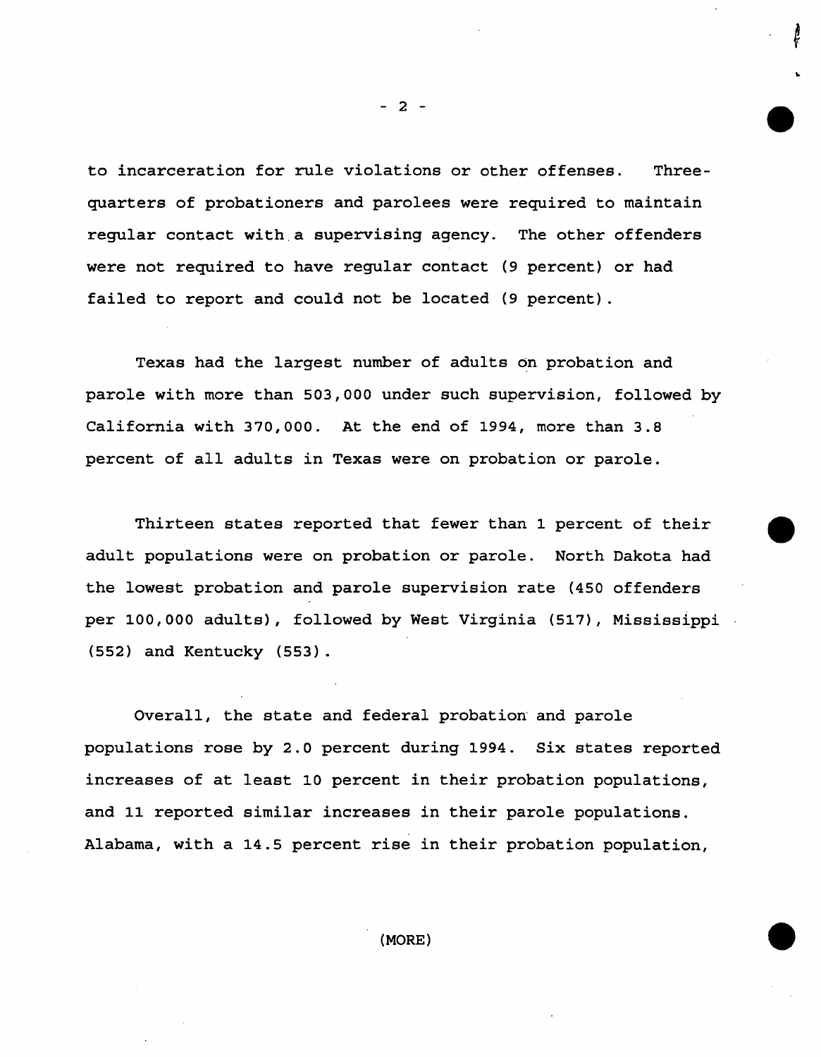to incarceration for rule violations or other offenses. Three-quarters of probationers and parolees were required to maintain regular contact with a supervising agency. The other offenders were not required to have regular contact (9 percent) or had failed to report and could not be located (9 percent).

Texas had the largest number of adults on probation and parole with more than 503,000 under such supervision, followed by California with 370,000. At the end of 1994, more than 3.8 percent of all adults in Texas were on probation or parole.

Thirteen states reported that fewer than 1 percent of their adult populations were on probation or parole. North Dakota had the lowest probation and parole supervision rate (450 offenders per 100,000 adults), followed by West Virginia (517), Mississippi (552) and Kentucky (553).

Overall, the state and federal probation and parole populations rose by 2.0 percent during 1994. Six states reported increases of at least 10 percent in their probation populations, and 11 reported similar increases in their parole populations. Alabama, with a 14.5 percent rise in their probation population,

(MORE)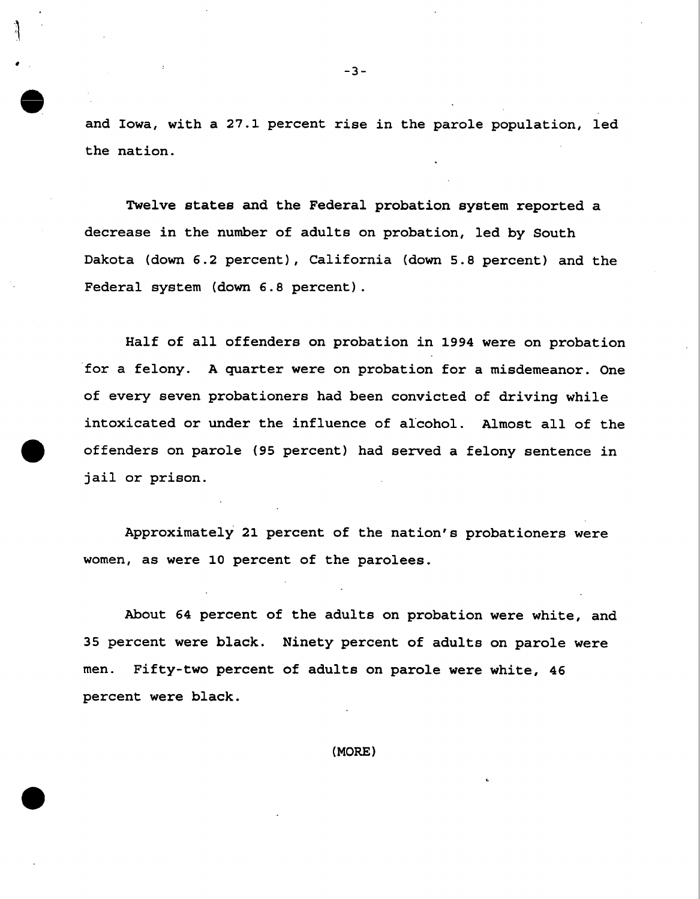and Iowa, with a 27.1 percent rise in the parole population, led the nation.

Twelve states and the Federal probation system reported a decrease in the number of adults on probation, led by South Dakota (down 6.2 percent), California (down 5.8 percent) and the Federal system (down 6.8 percent).

Half of all offenders on probation in 1994 were on probation for a felony. A quarter were on probation for a misdemeanor. One of every seven probationers had been convicted of driving while intoxicated or under the influence of alcohol. Almost all of the offenders on parole (95 percent) had served a felony sentence in jail or prison.

Approximately 21 percent of the nation's probationers were women, as were 10 percent of the parolees.

About 64 percent of the adults on probation were white, and 35 percent were black. Ninety percent of adults on parole were men. Fifty-two percent of adults on parole were white, 46 percent were black.

(MORE)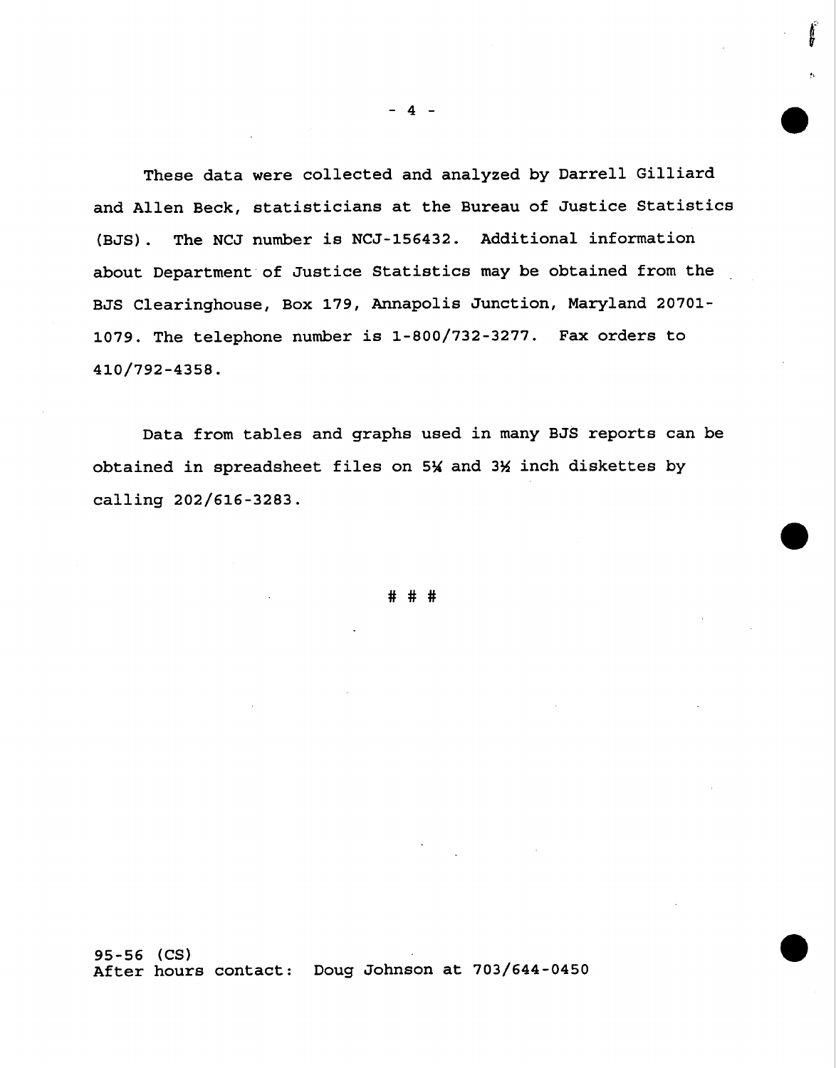These data were collected and analyzed by Darrell Gilliard and Allen Beck, statisticians at the Bureau of Justice Statistics (BJS). The NCJ number is NCJ-156432. Additional information about Department of Justice Statistics may be obtained from the BJS Clearinghouse, Box 179, Annapolis Junction, Maryland 20701-1079. The telephone number is 1-800/732-3277. Fax orders to 410/792-4358.

Data from tables and graphs used in many BJS reports can be obtained in spreadsheet files on 5¼ and 3½ inch diskettes by calling 202/616-3283.

# # #

95-56 (CS)
After hours contact: Doug Johnson at 703/644-0450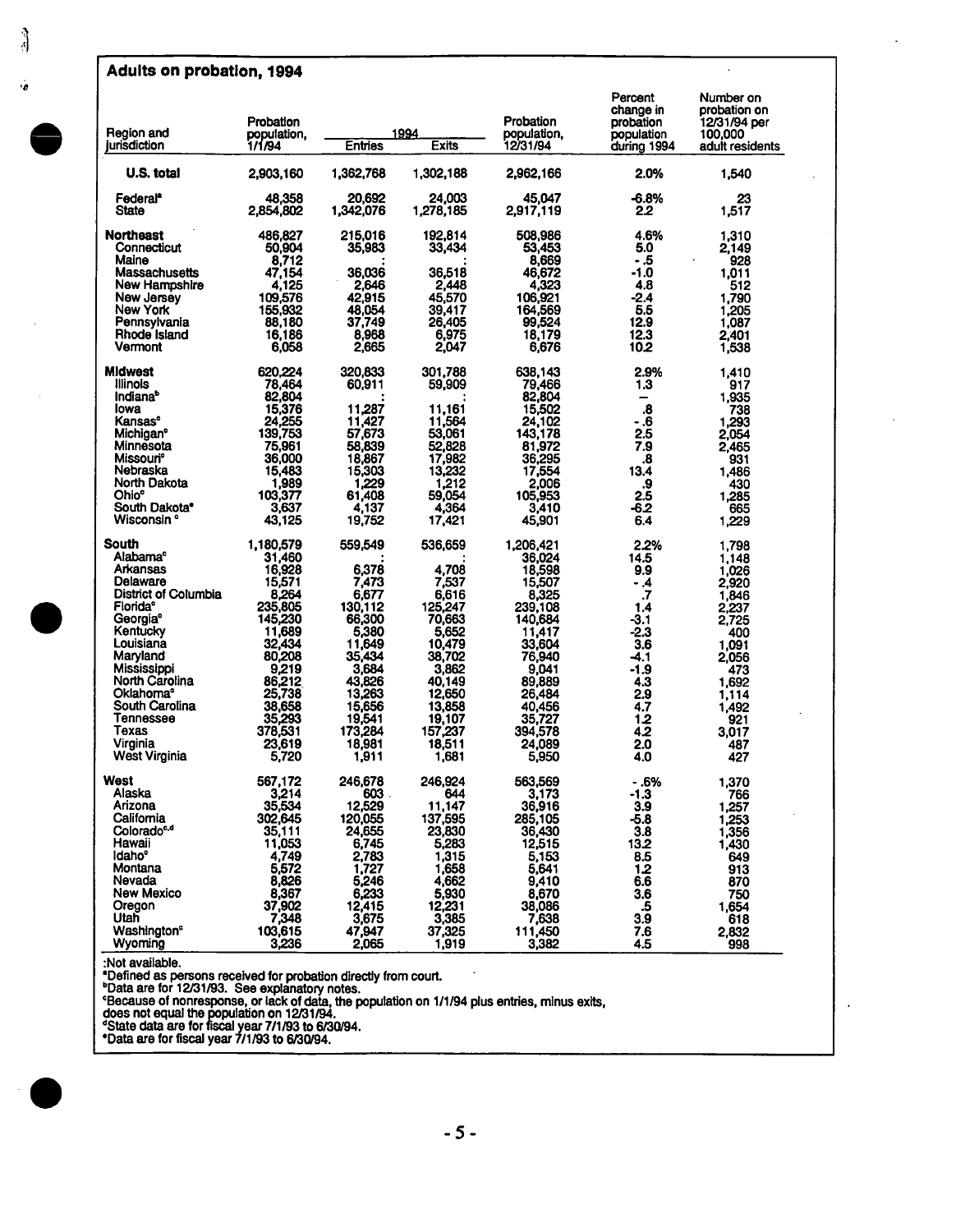## Adults on probation, 1994

| Region and jurisdiction | Probation population, 1/1/94 | 1994 Entries | 1994 Exits | Probation population, 12/31/94 | Percent change in probation population during 1994 | Number on probation on 12/31/94 per 100,000 adult residents |
|---|---|---|---|---|---|---|
| **U.S. total** | 2,903,160 | 1,362,768 | 1,302,188 | 2,962,166 | 2.0% | 1,540 |
| Federal[a] | 48,358 | 20,692 | 24,003 | 45,047 | -6.8% | 23 |
| State | 2,854,802 | 1,342,076 | 1,278,185 | 2,917,119 | 2.2 | 1,517 |
| **Northeast** | 486,827 | 215,016 | 192,814 | 508,986 | 4.6% | 1,310 |
| Connecticut | 50,904 | 35,983 | 33,434 | 53,453 | 5.0 | 2,149 |
| Maine | 8,712 | : | : | 8,669 | -.5 | 928 |
| Massachusetts | 47,154 | 36,036 | 36,518 | 46,672 | -1.0 | 1,011 |
| New Hampshire | 4,125 | 2,646 | 2,448 | 4,323 | 4.8 | 512 |
| New Jersey | 109,576 | 42,915 | 45,570 | 106,921 | -2.4 | 1,790 |
| New York | 155,932 | 48,054 | 39,417 | 164,569 | 5.5 | 1,205 |
| Pennsylvania | 88,180 | 37,749 | 26,405 | 99,524 | 12.9 | 1,087 |
| Rhode Island | 16,186 | 8,968 | 6,975 | 18,179 | 12.3 | 2,401 |
| Vermont | 6,058 | 2,665 | 2,047 | 6,676 | 10.2 | 1,538 |
| **Midwest** | 620,224 | 320,833 | 301,788 | 638,143 | 2.9% | 1,410 |
| Illinois | 78,464 | 60,911 | 59,909 | 79,466 | 1.3 | 917 |
| Indiana[b] | 82,804 | : | : | 82,804 | – | 1,935 |
| Iowa | 15,376 | 11,287 | 11,161 | 15,502 | .8 | 738 |
| Kansas[c] | 24,255 | 11,427 | 11,564 | 24,102 | -.6 | 1,293 |
| Michigan[c] | 139,753 | 57,673 | 53,061 | 143,178 | 2.5 | 2,054 |
| Minnesota | 75,961 | 58,839 | 52,828 | 81,972 | 7.9 | 2,465 |
| Missouri[c] | 36,000 | 18,867 | 17,982 | 36,295 | .8 | 931 |
| Nebraska | 15,483 | 15,303 | 13,232 | 17,554 | 13.4 | 1,486 |
| North Dakota | 1,989 | 1,229 | 1,212 | 2,006 | .9 | 430 |
| Ohio[c] | 103,377 | 61,408 | 59,054 | 105,953 | 2.5 | 1,285 |
| South Dakota[e] | 3,637 | 4,137 | 4,364 | 3,410 | -6.2 | 665 |
| Wisconsin[c] | 43,125 | 19,752 | 17,421 | 45,901 | 6.4 | 1,229 |
| **South** | 1,180,579 | 559,549 | 536,659 | 1,206,421 | 2.2% | 1,798 |
| Alabama[c] | 31,460 | : | : | 36,024 | 14.5 | 1,148 |
| Arkansas | 16,928 | 6,378 | 4,708 | 18,598 | 9.9 | 1,026 |
| Delaware | 15,571 | 7,473 | 7,537 | 15,507 | -.4 | 2,920 |
| District of Columbia | 8,264 | 6,677 | 6,616 | 8,325 | .7 | 1,846 |
| Florida[c] | 235,805 | 130,112 | 125,247 | 239,108 | 1.4 | 2,237 |
| Georgia[c] | 145,230 | 66,300 | 70,663 | 140,684 | -3.1 | 2,725 |
| Kentucky | 11,689 | 5,380 | 5,652 | 11,417 | -2.3 | 400 |
| Louisiana | 32,434 | 11,649 | 10,479 | 33,604 | 3.6 | 1,091 |
| Maryland | 80,208 | 35,434 | 38,702 | 76,940 | -4.1 | 2,056 |
| Mississippi | 9,219 | 3,684 | 3,862 | 9,041 | -1.9 | 473 |
| North Carolina | 86,212 | 43,826 | 40,149 | 89,889 | 4.3 | 1,692 |
| Oklahoma[c] | 25,738 | 13,263 | 12,650 | 26,484 | 2.9 | 1,114 |
| South Carolina | 38,658 | 15,656 | 13,858 | 40,456 | 4.7 | 1,492 |
| Tennessee | 35,293 | 19,541 | 19,107 | 35,727 | 1.2 | 921 |
| Texas | 378,531 | 173,284 | 157,237 | 394,578 | 4.2 | 3,017 |
| Virginia | 23,619 | 18,981 | 18,511 | 24,089 | 2.0 | 487 |
| West Virginia | 5,720 | 1,911 | 1,681 | 5,950 | 4.0 | 427 |
| **West** | 567,172 | 246,678 | 246,924 | 563,569 | -.6% | 1,370 |
| Alaska | 3,214 | 603 | 644 | 3,173 | -1.3 | 766 |
| Arizona | 35,534 | 12,529 | 11,147 | 36,916 | 3.9 | 1,257 |
| California | 302,645 | 120,055 | 137,595 | 285,105 | -5.8 | 1,253 |
| Colorado[c,d] | 35,111 | 24,655 | 23,830 | 36,430 | 3.8 | 1,356 |
| Hawaii | 11,053 | 6,745 | 5,283 | 12,515 | 13.2 | 1,430 |
| Idaho[c] | 4,749 | 2,783 | 1,315 | 5,153 | 8.5 | 649 |
| Montana | 5,572 | 1,727 | 1,658 | 5,641 | 1.2 | 913 |
| Nevada | 8,826 | 5,246 | 4,662 | 9,410 | 6.6 | 870 |
| New Mexico | 8,367 | 6,233 | 5,930 | 8,670 | 3.6 | 750 |
| Oregon | 37,902 | 12,415 | 12,231 | 38,086 | .5 | 1,654 |
| Utah | 7,348 | 3,675 | 3,385 | 7,638 | 3.9 | 618 |
| Washington[c] | 103,615 | 47,947 | 37,325 | 111,450 | 7.6 | 2,832 |
| Wyoming | 3,236 | 2,065 | 1,919 | 3,382 | 4.5 | 998 |

:Not available.
[a]Defined as persons received for probation directly from court.
[b]Data are for 12/31/93. See explanatory notes.
[c]Because of nonresponse, or lack of data, the population on 1/1/94 plus entries, minus exits, does not equal the population on 12/31/94.
[d]State data are for fiscal year 7/1/93 to 6/30/94.
[e]Data are for fiscal year 7/1/93 to 6/30/94.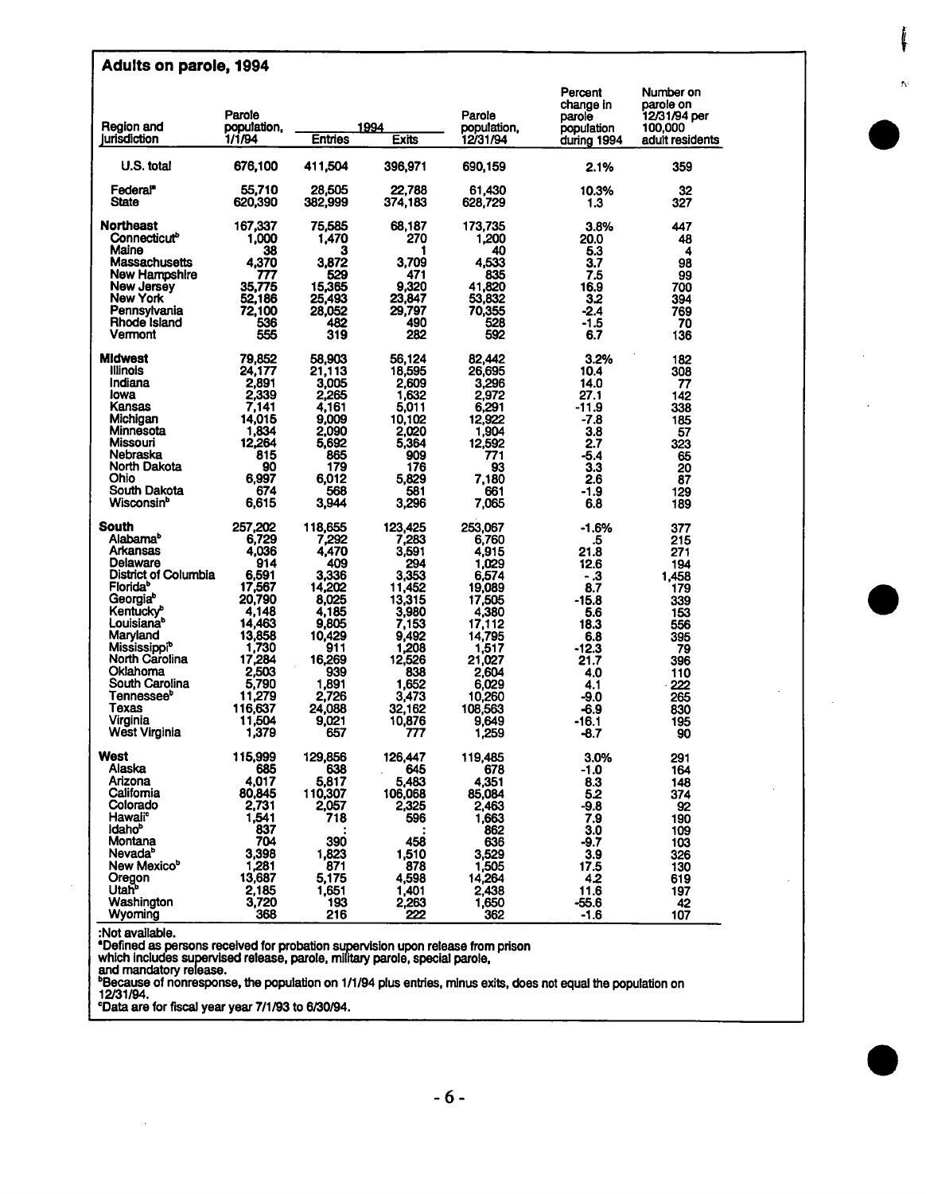## Adults on parole, 1994

| Region and jurisdiction | Parole population, 1/1/94 | 1994 Entries | 1994 Exits | Parole population, 12/31/94 | Percent change in parole population during 1994 | Number on parole on 12/31/94 per 100,000 adult residents |
|---|---|---|---|---|---|---|
| U.S. total | 676,100 | 411,504 | 396,971 | 690,159 | 2.1% | 359 |
| Federal[a] | 55,710 | 28,505 | 22,788 | 61,430 | 10.3% | 32 |
| State | 620,390 | 382,999 | 374,183 | 628,729 | 1.3 | 327 |
| **Northeast** | 167,337 | 75,585 | 68,187 | 173,735 | 3.8% | 447 |
| Connecticut[b] | 1,000 | 1,470 | 270 | 1,200 | 20.0 | 48 |
| Maine | 38 | 3 | 1 | 40 | 5.3 | 4 |
| Massachusetts | 4,370 | 3,872 | 3,709 | 4,533 | 3.7 | 98 |
| New Hampshire | 777 | 529 | 471 | 835 | 7.5 | 99 |
| New Jersey | 35,775 | 15,365 | 9,320 | 41,820 | 16.9 | 700 |
| New York | 52,186 | 25,493 | 23,847 | 53,832 | 3.2 | 394 |
| Pennsylvania | 72,100 | 28,052 | 29,797 | 70,355 | -2.4 | 769 |
| Rhode Island | 536 | 482 | 490 | 528 | -1.5 | 70 |
| Vermont | 555 | 319 | 282 | 592 | 6.7 | 136 |
| **Midwest** | 79,852 | 58,903 | 56,124 | 82,442 | 3.2% | 182 |
| Illinois | 24,177 | 21,113 | 18,595 | 26,695 | 10.4 | 308 |
| Indiana | 2,891 | 3,005 | 2,609 | 3,296 | 14.0 | 77 |
| Iowa | 2,339 | 2,265 | 1,632 | 2,972 | 27.1 | 142 |
| Kansas | 7,141 | 4,161 | 5,011 | 6,291 | -11.9 | 338 |
| Michigan | 14,015 | 9,009 | 10,102 | 12,922 | -7.8 | 185 |
| Minnesota | 1,834 | 2,090 | 2,020 | 1,904 | 3.8 | 57 |
| Missouri | 12,264 | 5,692 | 5,364 | 12,592 | 2.7 | 323 |
| Nebraska | 815 | 865 | 909 | 771 | -5.4 | 65 |
| North Dakota | 90 | 179 | 176 | 93 | 3.3 | 20 |
| Ohio | 6,997 | 6,012 | 5,829 | 7,180 | 2.6 | 87 |
| South Dakota | 674 | 568 | 581 | 661 | -1.9 | 129 |
| Wisconsin[b] | 6,615 | 3,944 | 3,296 | 7,065 | 6.8 | 189 |
| **South** | 257,202 | 118,655 | 123,425 | 253,067 | -1.6% | 377 |
| Alabama[b] | 6,729 | 7,292 | 7,283 | 6,760 | .5 | 215 |
| Arkansas | 4,036 | 4,470 | 3,591 | 4,915 | 21.8 | 271 |
| Delaware | 914 | 409 | 294 | 1,029 | 12.6 | 194 |
| District of Columbia | 6,591 | 3,336 | 3,353 | 6,574 | -.3 | 1,458 |
| Florida[b] | 17,567 | 14,202 | 11,452 | 19,089 | 8.7 | 179 |
| Georgia[b] | 20,790 | 8,025 | 13,315 | 17,505 | -15.8 | 339 |
| Kentucky[b] | 4,148 | 4,185 | 3,980 | 4,380 | 5.6 | 153 |
| Louisiana[b] | 14,463 | 9,805 | 7,153 | 17,112 | 18.3 | 556 |
| Maryland | 13,858 | 10,429 | 9,492 | 14,795 | 6.8 | 395 |
| Mississippi[b] | 1,730 | 911 | 1,208 | 1,517 | -12.3 | 79 |
| North Carolina | 17,284 | 16,269 | 12,526 | 21,027 | 21.7 | 396 |
| Oklahoma | 2,503 | 939 | 838 | 2,604 | 4.0 | 110 |
| South Carolina | 5,790 | 1,891 | 1,652 | 6,029 | 4.1 | 222 |
| Tennessee[b] | 11,279 | 2,726 | 3,473 | 10,260 | -9.0 | 265 |
| Texas | 116,637 | 24,088 | 32,162 | 108,563 | -6.9 | 830 |
| Virginia | 11,504 | 9,021 | 10,876 | 9,649 | -16.1 | 195 |
| West Virginia | 1,379 | 657 | 777 | 1,259 | -8.7 | 90 |
| **West** | 115,999 | 129,856 | 126,447 | 119,485 | 3.0% | 291 |
| Alaska | 685 | 638 | 645 | 678 | -1.0 | 164 |
| Arizona | 4,017 | 5,817 | 5,483 | 4,351 | 8.3 | 148 |
| California | 80,845 | 110,307 | 106,068 | 85,084 | 5.2 | 374 |
| Colorado | 2,731 | 2,057 | 2,325 | 2,463 | -9.8 | 92 |
| Hawaii[c] | 1,541 | 718 | 596 | 1,663 | 7.9 | 190 |
| Idaho[b] | 837 | : | : | 862 | 3.0 | 109 |
| Montana | 704 | 390 | 458 | 636 | -9.7 | 103 |
| Nevada[b] | 3,398 | 1,823 | 1,510 | 3,529 | 3.9 | 326 |
| New Mexico[b] | 1,281 | 871 | 878 | 1,505 | 17.5 | 130 |
| Oregon | 13,687 | 5,175 | 4,598 | 14,264 | 4.2 | 619 |
| Utah[b] | 2,185 | 1,651 | 1,401 | 2,438 | 11.6 | 197 |
| Washington | 3,720 | 193 | 2,263 | 1,650 | -55.6 | 42 |
| Wyoming | 368 | 216 | 222 | 362 | -1.6 | 107 |

:Not available.
[a]Defined as persons received for probation supervision upon release from prison which includes supervised release, parole, military parole, special parole, and mandatory release.
[b]Because of nonresponse, the population on 1/1/94 plus entries, minus exits, does not equal the population on 12/31/94.
[c]Data are for fiscal year year 7/1/93 to 6/30/94.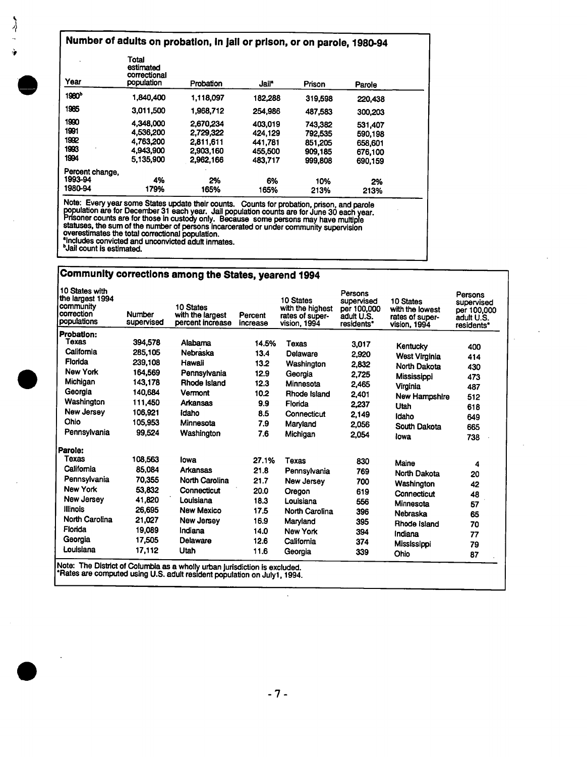## Number of adults on probation, in jail or prison, or on parole, 1980-94

| Year | Total estimated correctional population | Probation | Jail[a] | Prison | Parole |
|---|---|---|---|---|---|
| 1980[b] | 1,840,400 | 1,118,097 | 182,288 | 319,598 | 220,438 |
| 1985 | 3,011,500 | 1,968,712 | 254,986 | 487,583 | 300,203 |
| 1990 | 4,348,000 | 2,670,234 | 403,019 | 743,382 | 531,407 |
| 1991 | 4,536,200 | 2,729,322 | 424,129 | 792,535 | 590,198 |
| 1992 | 4,763,200 | 2,811,611 | 441,781 | 851,205 | 658,601 |
| 1993 | 4,943,900 | 2,903,160 | 455,500 | 909,185 | 676,100 |
| 1994 | 5,135,900 | 2,962,166 | 483,717 | 999,808 | 690,159 |
| Percent change, | | | | | |
| 1993-94 | 4% | 2% | 6% | 10% | 2% |
| 1980-94 | 179% | 165% | 165% | 213% | 213% |

Note: Every year some States update their counts. Counts for probation, prison, and parole population are for December 31 each year. Jail population counts are for June 30 each year. Prisoner counts are for those in custody only. Because some persons may have multiple statuses, the sum of the number of persons incarcerated or under community supervision overestimates the total correctional population.
[a]Includes convicted and unconvicted adult inmates.
[b]Jail count is estimated.

## Community corrections among the States, yearend 1994

| 10 States with the largest 1994 community correction populations | Number supervised | 10 States with the largest percent increase | Percent increase | 10 States with the highest rates of supervision, 1994 | Persons supervised per 100,000 adult U.S. residents* | 10 States with the lowest rates of supervision, 1994 | Persons supervised per 100,000 adult U.S. residents* |
|---|---|---|---|---|---|---|---|
| **Probation:** | | | | | | | |
| Texas | 394,578 | Alabama | 14.5% | Texas | 3,017 | Kentucky | 400 |
| California | 285,105 | Nebraska | 13.4 | Delaware | 2,920 | West Virginia | 414 |
| Florida | 239,108 | Hawaii | 13.2 | Washington | 2,832 | North Dakota | 430 |
| New York | 164,569 | Pennsylvania | 12.9 | Georgia | 2,725 | Mississippi | 473 |
| Michigan | 143,178 | Rhode Island | 12.3 | Minnesota | 2,465 | Virginia | 487 |
| Georgia | 140,684 | Vermont | 10.2 | Rhode Island | 2,401 | New Hampshire | 512 |
| Washington | 111,450 | Arkansas | 9.9 | Florida | 2,237 | Utah | 618 |
| New Jersey | 106,921 | Idaho | 8.5 | Connecticut | 2,149 | Idaho | 649 |
| Ohio | 105,953 | Minnesota | 7.9 | Maryland | 2,056 | South Dakota | 665 |
| Pennsylvania | 99,524 | Washington | 7.6 | Michigan | 2,054 | Iowa | 738 |
| **Parole:** | | | | | | | |
| Texas | 108,563 | Iowa | 27.1% | Texas | 830 | Maine | 4 |
| California | 85,084 | Arkansas | 21.8 | Pennsylvania | 769 | North Dakota | 20 |
| Pennsylvania | 70,355 | North Carolina | 21.7 | New Jersey | 700 | Washington | 42 |
| New York | 53,832 | Connecticut | 20.0 | Oregon | 619 | Connecticut | 48 |
| New Jersey | 41,820 | Louisiana | 18.3 | Louisiana | 556 | Minnesota | 57 |
| Illinois | 26,695 | New Mexico | 17.5 | North Carolina | 396 | Nebraska | 65 |
| North Carolina | 21,027 | New Jersey | 16.9 | Maryland | 395 | Rhode Island | 70 |
| Florida | 19,089 | Indiana | 14.0 | New York | 394 | Indiana | 77 |
| Georgia | 17,505 | Delaware | 12.6 | California | 374 | Mississippi | 79 |
| Louisiana | 17,112 | Utah | 11.6 | Georgia | 339 | Ohio | 87 |

Note: The District of Columbia as a wholly urban jurisdiction is excluded.
*Rates are computed using U.S. adult resident population on July1, 1994.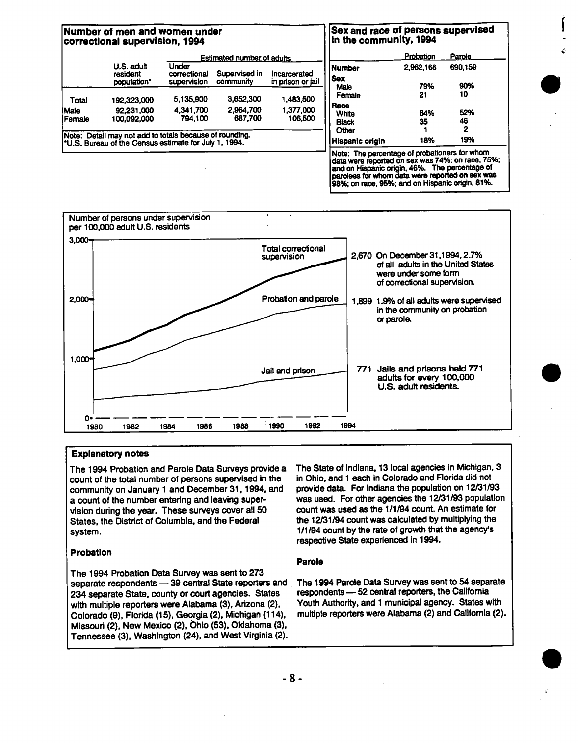## Number of men and women under correctional supervision, 1994

| | U.S. adult resident population* | Estimated number of adults | | |
|---|---|---|---|---|
| | | Under correctional supervision | Supervised in community | Incarcerated in prison or jail |
| Total | 192,323,000 | 5,135,900 | 3,652,300 | 1,483,500 |
| Male | 92,231,000 | 4,341,700 | 2,964,700 | 1,377,000 |
| Female | 100,092,000 | 794,100 | 687,700 | 106,500 |

Note: Detail may not add to totals because of rounding.
*U.S. Bureau of the Census estimate for July 1, 1994.

## Sex and race of persons supervised in the community, 1994

| | Probation | Parole |
|---|---|---|
| Number | 2,962,166 | 690,159 |
| **Sex** | | |
| Male | 79% | 90% |
| Female | 21 | 10 |
| **Race** | | |
| White | 64% | 52% |
| Black | 35 | 46 |
| Other | 1 | 2 |
| Hispanic origin | 18% | 19% |

Note: The percentage of probationers for whom data were reported on sex was 74%; on race, 75%; and on Hispanic origin, 46%. The percentage of parolees for whom data were reported on sex was 98%; on race, 95%; and on Hispanic origin, 81%.

Number of persons under supervision per 100,000 adult U.S. residents

3,000
2,000
1,000
0
1980 1982 1984 1986 1988 1990 1992 1994

Total correctional supervision

2,670 On December 31,1994, 2.7% of all adults in the United States were under some form of correctional supervision.

Probation and parole

1,899 1.9% of all adults were supervised in the community on probation or parole.

Jail and prison

771 Jails and prisons held 771 adults for every 100,000 U.S. adult residents.

## Explanatory notes

The 1994 Probation and Parole Data Surveys provide a count of the total number of persons supervised in the community on January 1 and December 31, 1994, and a count of the number entering and leaving supervision during the year. These surveys cover all 50 States, the District of Columbia, and the Federal system.

### Probation

The 1994 Probation Data Survey was sent to 273 separate respondents — 39 central State reporters and 234 separate State, county or court agencies. States with multiple reporters were Alabama (3), Arizona (2), Colorado (9), Florida (15), Georgia (2), Michigan (114), Missouri (2), New Mexico (2), Ohio (53), Oklahoma (3), Tennessee (3), Washington (24), and West Virginia (2).

The State of Indiana, 13 local agencies in Michigan, 3 in Ohio, and 1 each in Colorado and Florida did not provide data. For Indiana the population on 12/31/93 was used. For other agencies the 12/31/93 population count was used as the 1/1/94 count. An estimate for the 12/31/94 count was calculated by multiplying the 1/1/94 count by the rate of growth that the agency's respective State experienced in 1994.

### Parole

The 1994 Parole Data Survey was sent to 54 separate respondents — 52 central reporters, the California Youth Authority, and 1 municipal agency. States with multiple reporters were Alabama (2) and California (2).